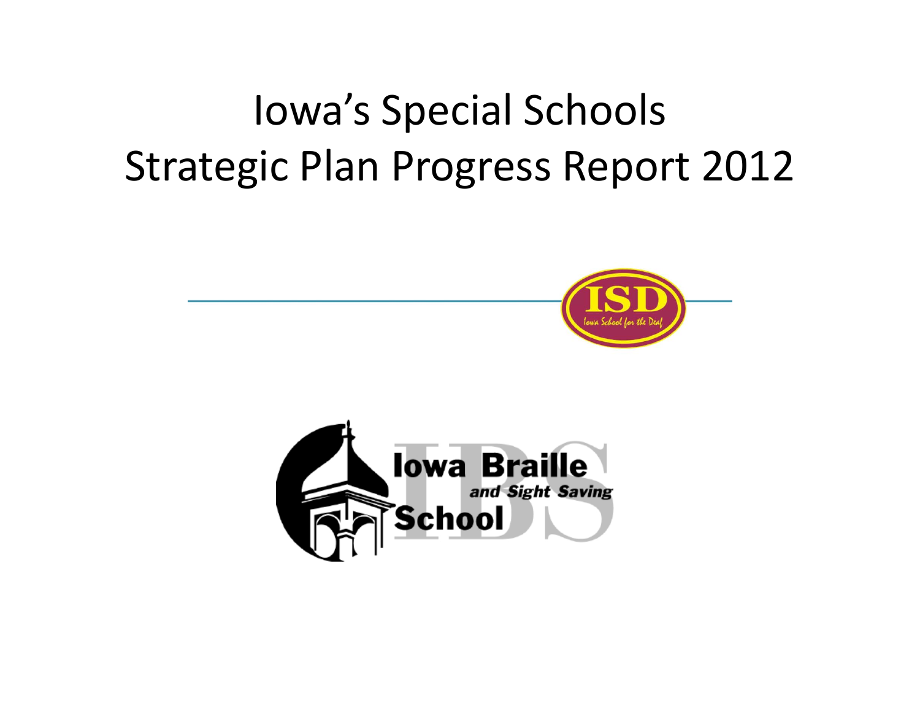# Iowa's Special Schools
# Strategic Plan Progress Report 2012

ISD
Iowa School for the Deaf

Iowa Braille
and Sight Saving
School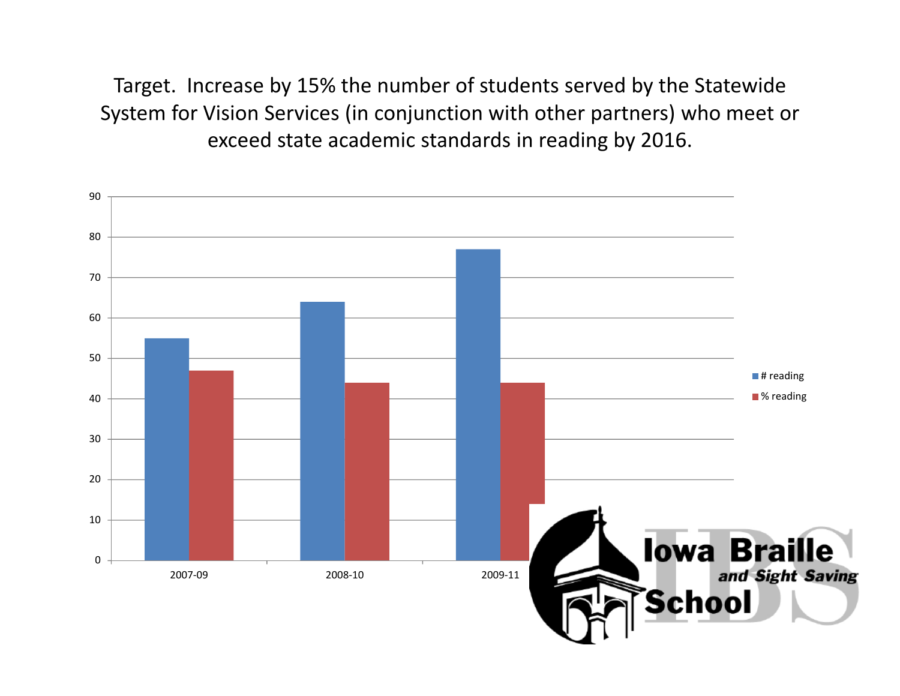Target. Increase by 15% the number of students served by the Statewide System for Vision Services (in conjunction with other partners) who meet or exceed state academic standards in reading by 2016.

90
80
70
60
50
40
30
20
10
0

2007-09
2008-10
2009-11

# reading
% reading

Iowa Braille
and Sight Saving
School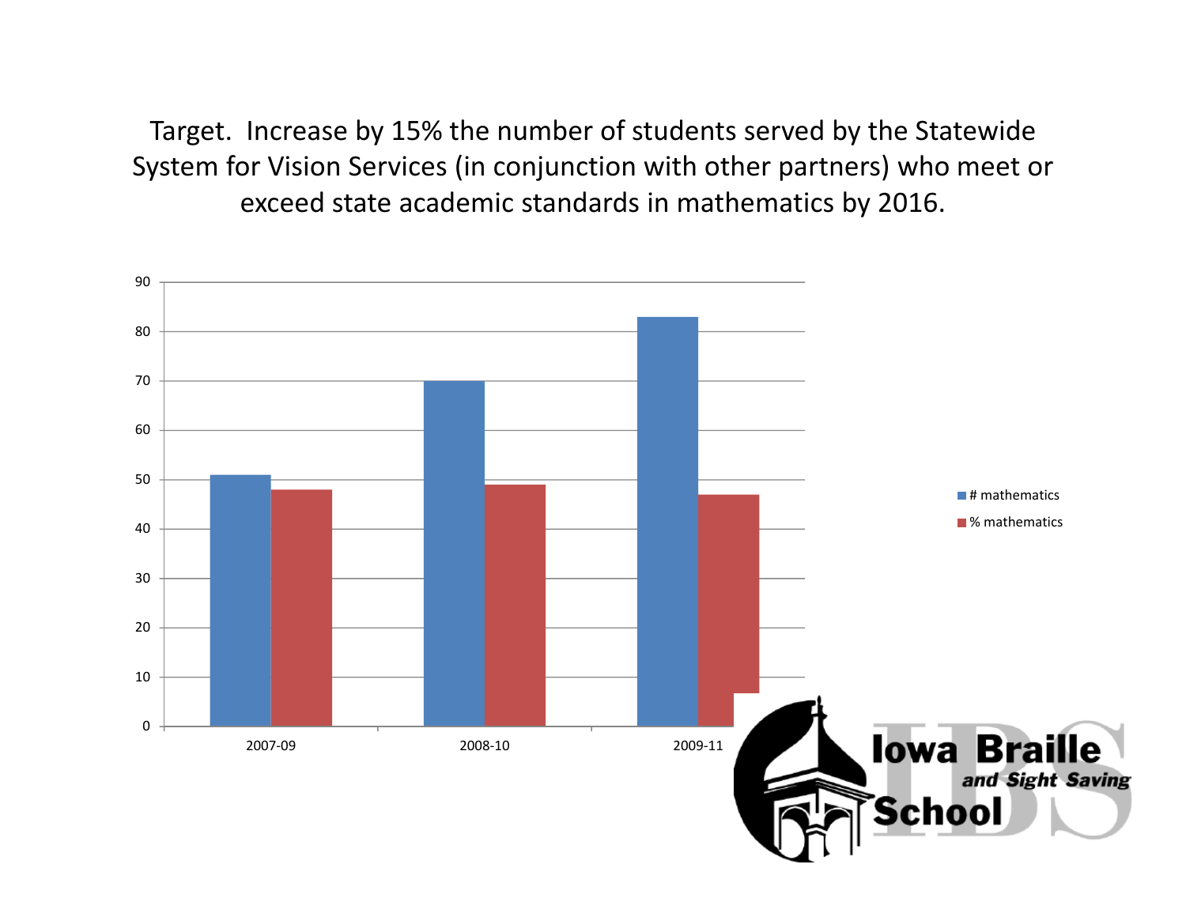Target. Increase by 15% the number of students served by the Statewide System for Vision Services (in conjunction with other partners) who meet or exceed state academic standards in mathematics by 2016.

| | # mathematics | % mathematics |
|---|---|---|
| 2007-09 | 51 | 48 |
| 2008-10 | 70 | 49 |
| 2009-11 | 83 | 47 |

Iowa Braille and Sight Saving School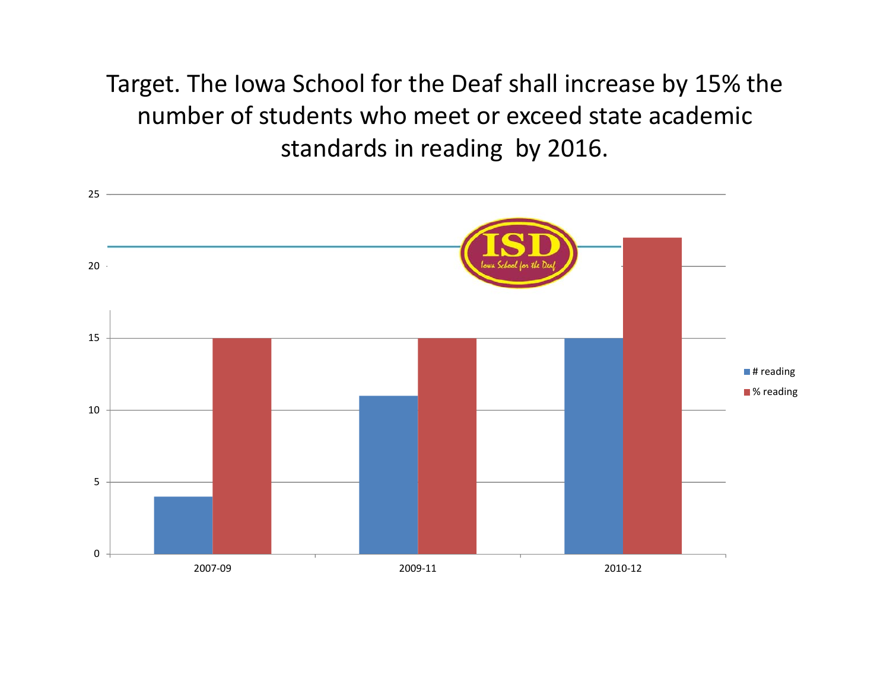Target. The Iowa School for the Deaf shall increase by 15% the number of students who meet or exceed state academic standards in reading by 2016.

25

20

15

10

5

0

2007-09

2009-11

2010-12

# reading

% reading

ISD

Iowa School for the Deaf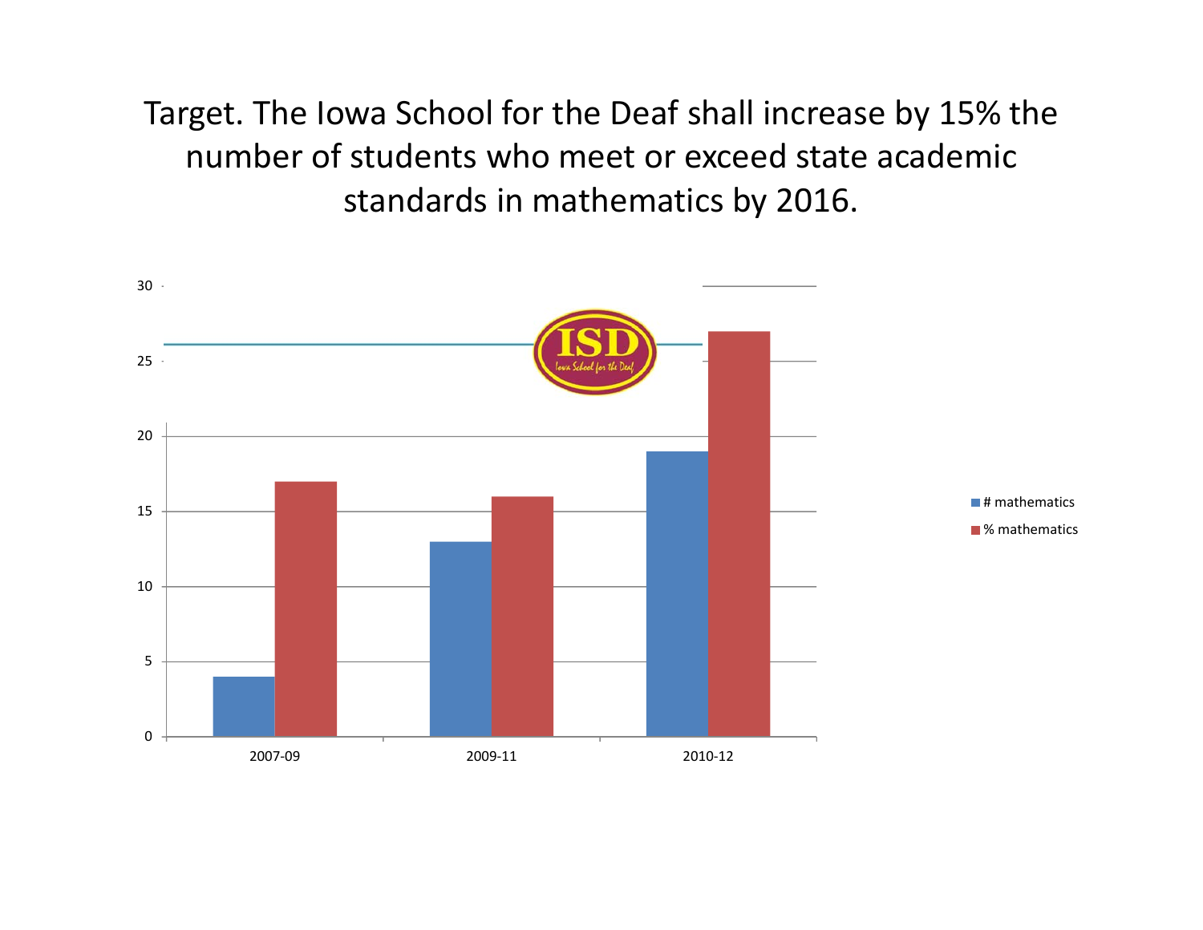Target. The Iowa School for the Deaf shall increase by 15% the number of students who meet or exceed state academic standards in mathematics by 2016.

ISD
Iowa School for the Deaf

30
25
20
15
10
5
0

2007-09
2009-11
2010-12

# mathematics
% mathematics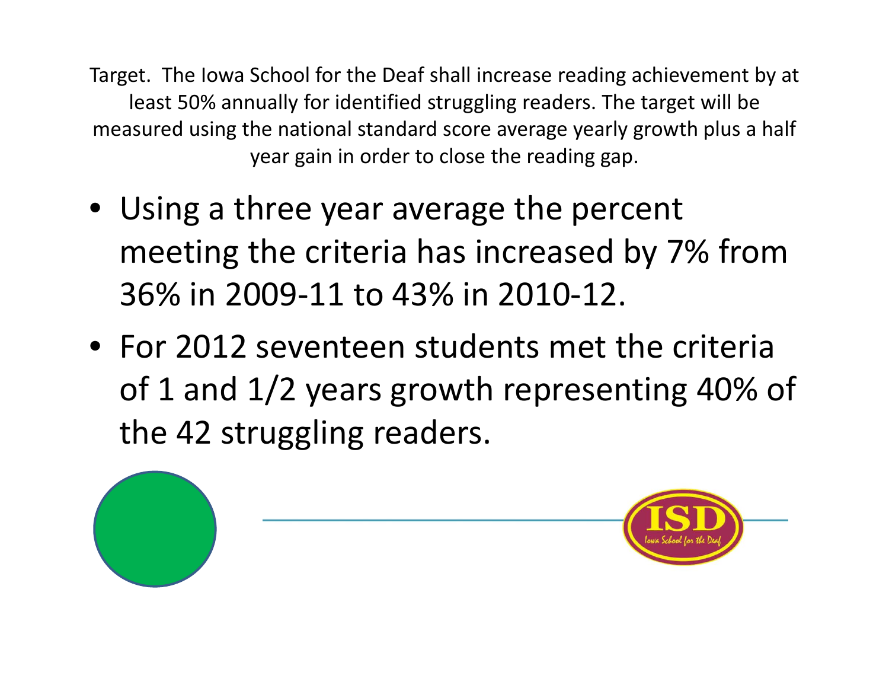Target. The Iowa School for the Deaf shall increase reading achievement by at least 50% annually for identified struggling readers. The target will be measured using the national standard score average yearly growth plus a half year gain in order to close the reading gap.

- Using a three year average the percent meeting the criteria has increased by 7% from 36% in 2009-11 to 43% in 2010-12.
- For 2012 seventeen students met the criteria of 1 and 1/2 years growth representing 40% of the 42 struggling readers.

ISD
Iowa School for the Deaf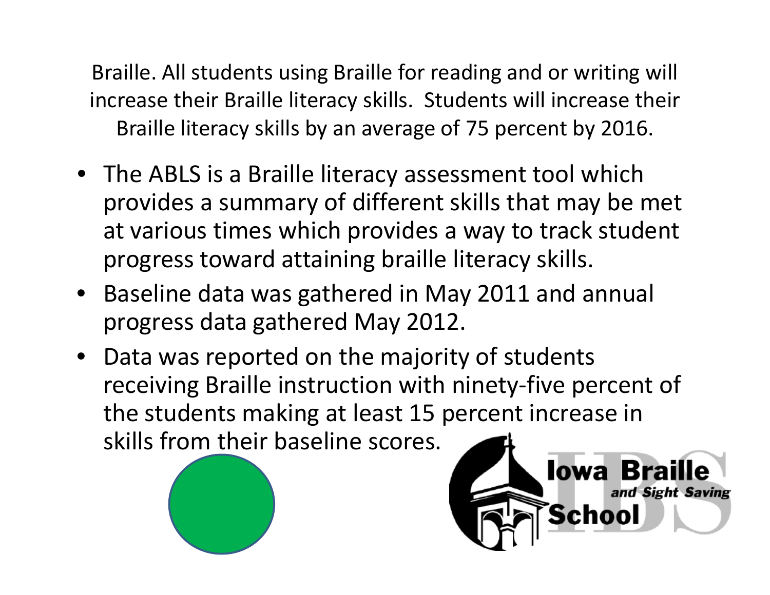Braille. All students using Braille for reading and or writing will increase their Braille literacy skills. Students will increase their Braille literacy skills by an average of 75 percent by 2016.

- The ABLS is a Braille literacy assessment tool which provides a summary of different skills that may be met at various times which provides a way to track student progress toward attaining braille literacy skills.
- Baseline data was gathered in May 2011 and annual progress data gathered May 2012.
- Data was reported on the majority of students receiving Braille instruction with ninety-five percent of the students making at least 15 percent increase in skills from their baseline scores.

Iowa Braille and Sight Saving School